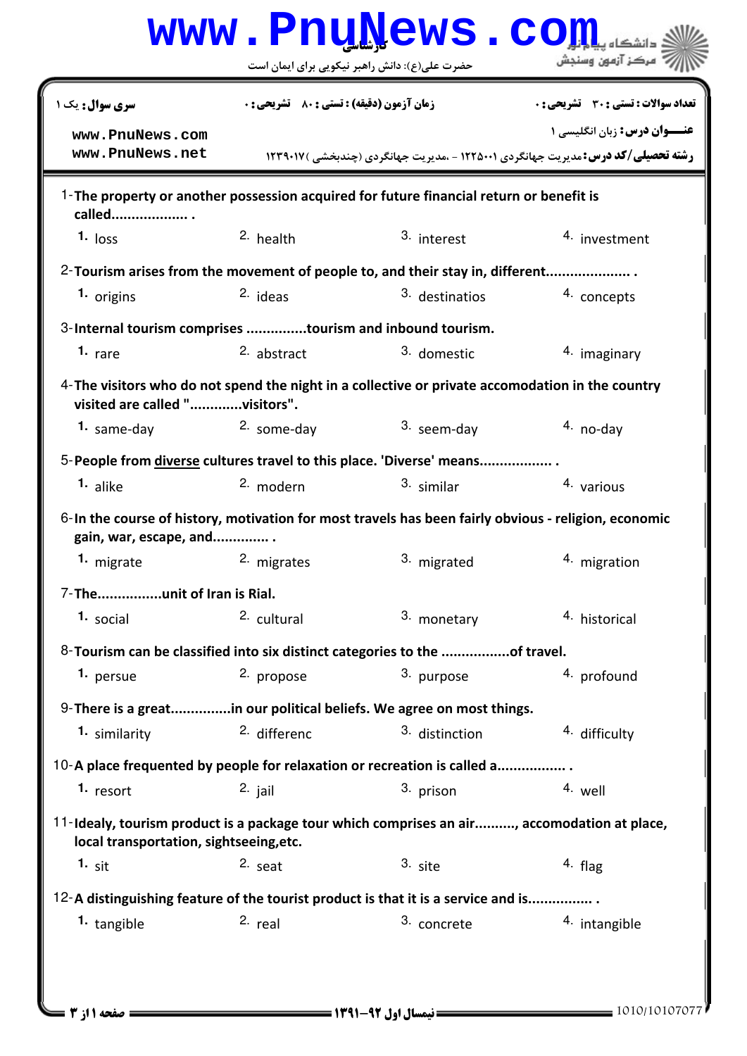کارشناسی

حضرت علی(ع): دانش راهبر نیکویی برای ایمان است

دانشگاه پیام نور
مرکز آزمون وسنجش

| سری سوال: یک ۱ | زمان آزمون (دقیقه) : تستی : ۸۰ تشریحی : ۰ | تعداد سوالات : تستی : ۳۰ تشریحی : ۰ |
|---|---|---|

www.PnuNews.com
www.PnuNews.net

**عنـــوان درس:** زبان انگلیسی ۱

**رشته تحصیلی/کد درس:** مدیریت جهانگردی ۱۲۲۵۰۰۱ - ،مدیریت جهانگردی (چندبخشی )۱۲۳۹۰۱۷

1-**The property or another possession acquired for future financial return or benefit is called................... .**

1. loss 2. health 3. interest 4. investment

2-**Tourism arises from the movement of people to, and their stay in, different.................... .**

1. origins 2. ideas 3. destinatios 4. concepts

3-**Internal tourism comprises ...............tourism and inbound tourism.**

1. rare 2. abstract 3. domestic 4. imaginary

4-**The visitors who do not spend the night in a collective or private accomodation in the country visited are called ".............visitors".**

1. same-day 2. some-day 3. seem-day 4. no-day

5-**People from diverse cultures travel to this place. 'Diverse' means.................. .**

1. alike 2. modern 3. similar 4. various

6-**In the course of history, motivation for most travels has been fairly obvious - religion, economic gain, war, escape, and.............. .**

1. migrate 2. migrates 3. migrated 4. migration

7-**The................unit of Iran is Rial.**

1. social 2. cultural 3. monetary 4. historical

8-**Tourism can be classified into six distinct categories to the ................of travel.**

1. persue 2. propose 3. purpose 4. profound

9-**There is a great...............in our political beliefs. We agree on most things.**

1. similarity 2. differenc 3. distinction 4. difficulty

10-**A place frequented by people for relaxation or recreation is called a................. .**

1. resort 2. jail 3. prison 4. well

11-**Idealy, tourism product is a package tour which comprises an air.........., accomodation at place, local transportation, sightseeing,etc.**

1. sit 2. seat 3. site 4. flag

12-**A distinguishing feature of the tourist product is that it is a service and is................ .**

1. tangible 2. real 3. concrete 4. intangible

نیمسال اول ۹۲-۱۳۹۱

1010/10107077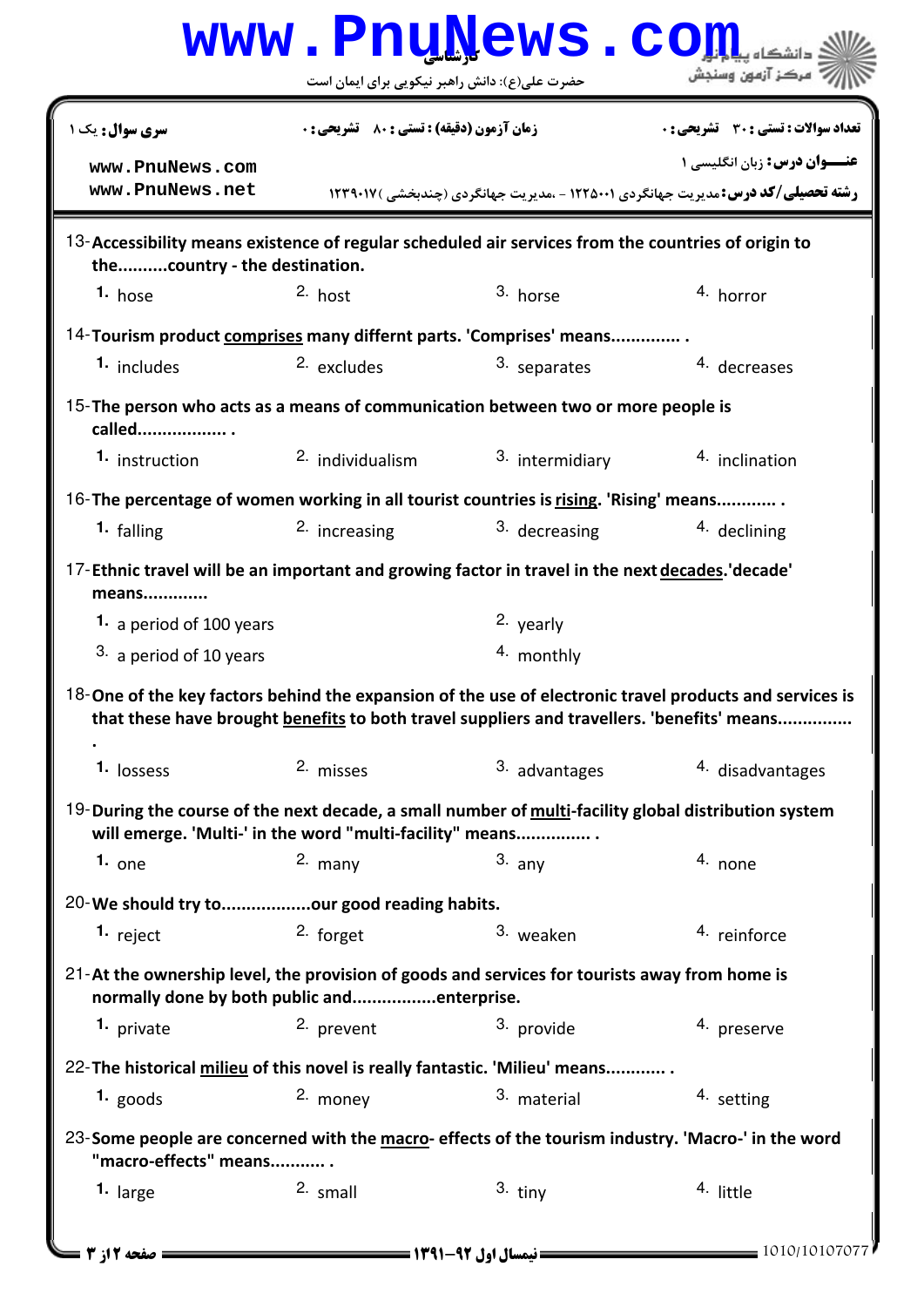| سری سوال: یک ۱ | زمان آزمون (دقیقه) : تستی : ۸۰ تشریحی : ۰ | تعداد سوالات : تستی : ۳۰ تشریحی : ۰ |
|---|---|---|
| www.PnuNews.com www.PnuNews.net | | عنوان درس: زبان انگلیسی ۱ |
| | | رشته تحصیلی/کد درس: مدیریت جهانگردی ۱۲۲۵۰۰۱ - ،مدیریت جهانگردی (چندبخشی )۱۲۳۹۰۱۷ |

13- **Accessibility means existence of regular scheduled air services from the countries of origin to the..........country - the destination.**

1. hose
2. host
3. horse
4. horror

14- **Tourism product comprises many diffrent parts. 'Comprises' means............. .**

1. includes
2. excludes
3. separates
4. decreases

15- **The person who acts as a means of communication between two or more people is called.................. .**

1. instruction
2. individualism
3. intermidiary
4. inclination

16- **The percentage of women working in all tourist countries is rising. 'Rising' means............ .**

1. falling
2. increasing
3. decreasing
4. declining

17- **Ethnic travel will be an important and growing factor in travel in the next decades.'decade' means............**

1. a period of 100 years
2. yearly
3. a period of 10 years
4. monthly

18- **One of the key factors behind the expansion of the use of electronic travel products and services is that these have brought benefits to both travel suppliers and travellers. 'benefits' means.............. .**

1. lossess
2. misses
3. advantages
4. disadvantages

19- **During the course of the next decade, a small number of multi-facility global distribution system will emerge. 'Multi-' in the word "multi-facility" means............... .**

1. one
2. many
3. any
4. none

20- **We should try to.................our good reading habits.**

1. reject
2. forget
3. weaken
4. reinforce

21- **At the ownership level, the provision of goods and services for tourists away from home is normally done by both public and................enterprise.**

1. private
2. prevent
3. provide
4. preserve

22- **The historical milieu of this novel is really fantastic. 'Milieu' means........... .**

1. goods
2. money
3. material
4. setting

23- **Some people are concerned with the macro- effects of the tourism industry. 'Macro-' in the word "macro-effects" means........... .**

1. large
2. small
3. tiny
4. little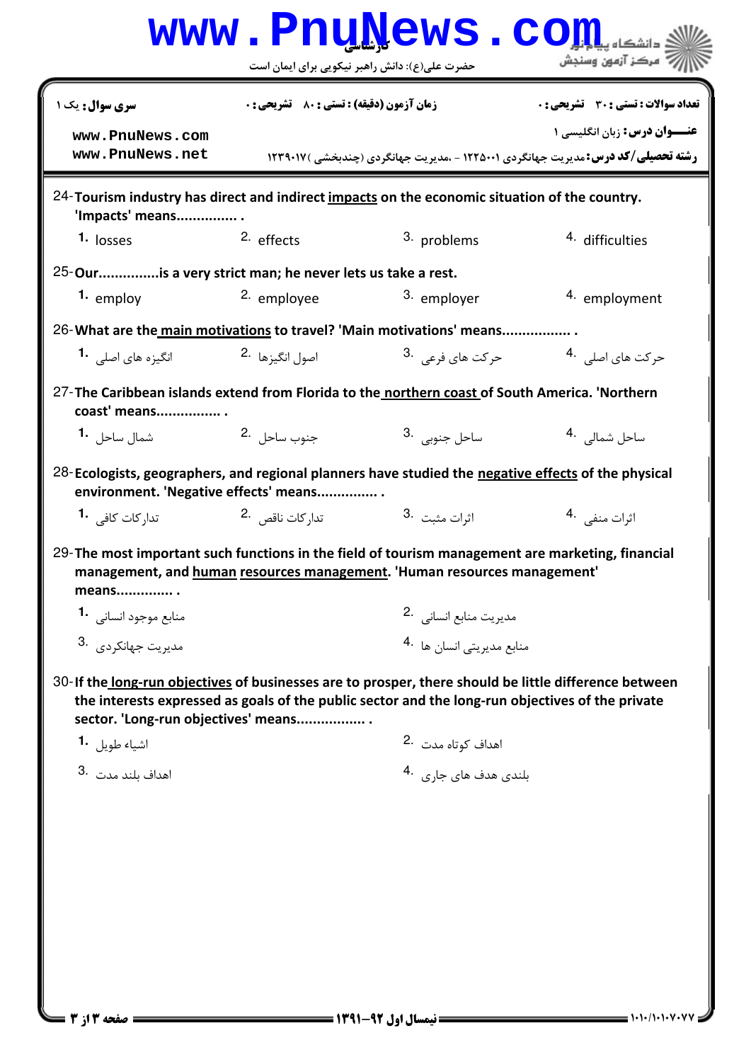کارشناسی

حضرت علی(ع): دانش راهبر نیکویی برای ایمان است

**سری سوال:** یک ۱ | **زمان آزمون (دقیقه) : تستی :** ۸۰ **تشریحی :** ۰ | **تعداد سوالات : تستی :** ۳۰ **تشریحی :** ۰

**عنـــوان درس:** زبان انگلیسی ۱

**رشته تحصیلی/کد درس:** مدیریت جهانگردی ۱۲۲۵۰۰۱ - ،مدیریت جهانگردی (چندبخشی )۱۲۳۹۰۱۷

24-**Tourism industry has direct and indirect impacts on the economic situation of the country. 'Impacts' means............... .**

1. losses
2. effects
3. problems
4. difficulties

25-**Our...............is a very strict man; he never lets us take a rest.**

1. employ
2. employee
3. employer
4. employment

26-**What are the main motivations to travel? 'Main motivations' means................. .**

1. انگیزه های اصلی
2. اصول انگیزها
3. حرکت های فرعی
4. حرکت های اصلی

27-**The Caribbean islands extend from Florida to the northern coast of South America. 'Northern coast' means................ .**

1. شمال ساحل
2. جنوب ساحل
3. ساحل جنوبی
4. ساحل شمالی

28-**Ecologists, geographers, and regional planners have studied the negative effects of the physical environment. 'Negative effects' means............... .**

1. تدارکات کافی
2. تدارکات ناقص
3. اثرات مثبت
4. اثرات منفی

29-**The most important such functions in the field of tourism management are marketing, financial management, and human resources management. 'Human resources management' means.............. .**

1. منابع موجود انسانی
2. مدیریت منابع انسانی
3. مدیریت جهانگردی
4. منابع مدیریتی انسان ها

30-**If the long-run objectives of businesses are to prosper, there should be little difference between the interests expressed as goals of the public sector and the long-run objectives of the private sector. 'Long-run objectives' means................. .**

1. اشیاء طویل
2. اهداف کوتاه مدت
3. اهداف بلند مدت
4. بلندی هدف های جاری